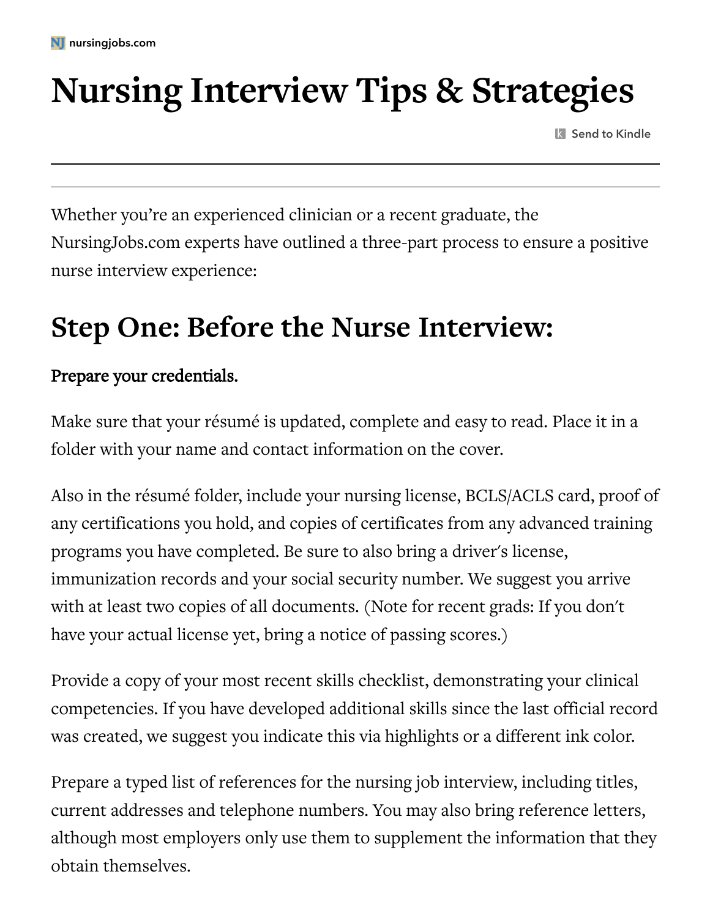# Nursing Interview Tips & Strategies

Whether you're an experienced clinician or a recent graduate, the NursingJobs.com experts have outlined a three-part process to ensure a positive nurse interview experience:

## Step One: Before the Nurse Interview:

**Prepare your credentials.**

Make sure that your résumé is updated, complete and easy to read. Place it in a folder with your name and contact information on the cover.

Also in the résumé folder, include your nursing license, BCLS/ACLS card, proof of any certifications you hold, and copies of certificates from any advanced training programs you have completed. Be sure to also bring a driver's license, immunization records and your social security number. We suggest you arrive with at least two copies of all documents. (Note for recent grads: If you don't have your actual license yet, bring a notice of passing scores.)

Provide a copy of your most recent skills checklist, demonstrating your clinical competencies. If you have developed additional skills since the last official record was created, we suggest you indicate this via highlights or a different ink color.

Prepare a typed list of references for the nursing job interview, including titles, current addresses and telephone numbers. You may also bring reference letters, although most employers only use them to supplement the information that they obtain themselves.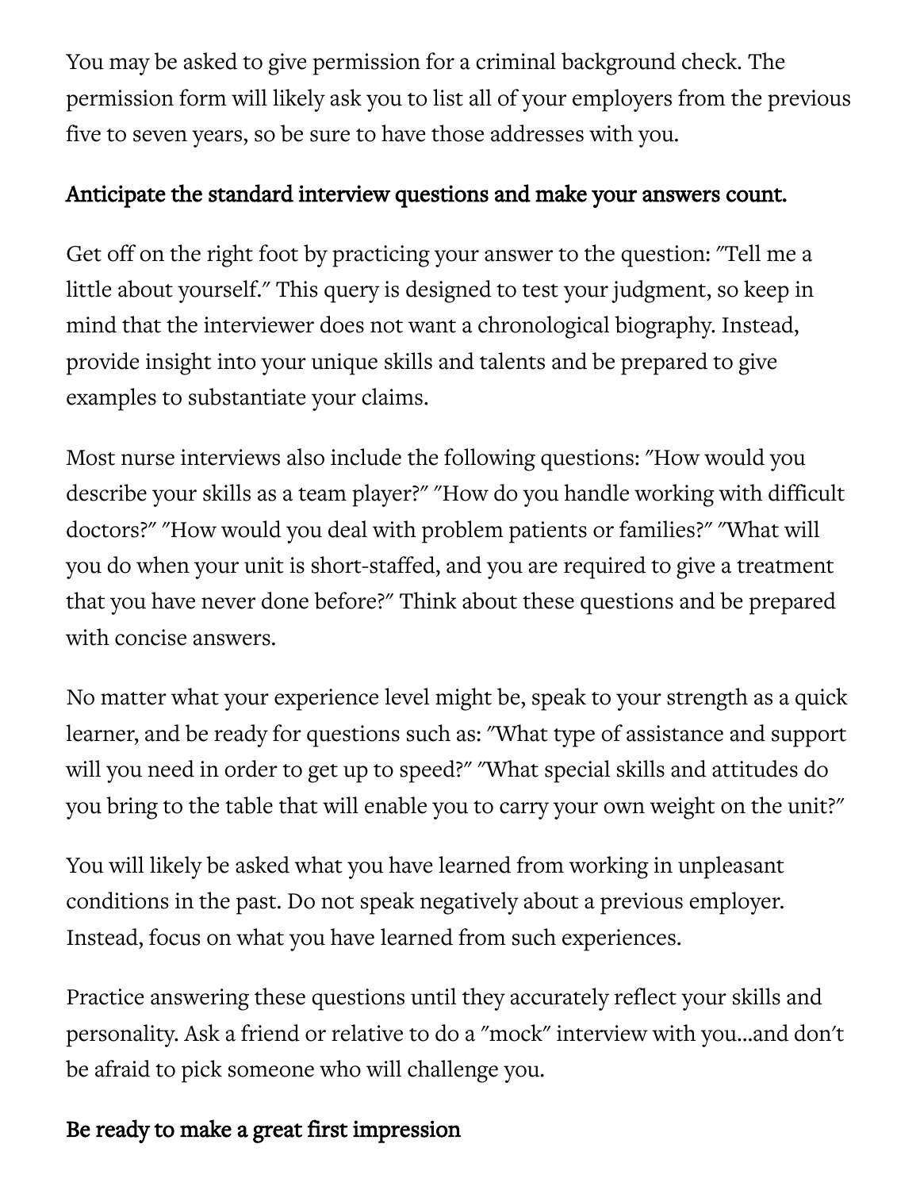You may be asked to give permission for a criminal background check. The permission form will likely ask you to list all of your employers from the previous five to seven years, so be sure to have those addresses with you.

**Anticipate the standard interview questions and make your answers count.**

Get off on the right foot by practicing your answer to the question: "Tell me a little about yourself." This query is designed to test your judgment, so keep in mind that the interviewer does not want a chronological biography. Instead, provide insight into your unique skills and talents and be prepared to give examples to substantiate your claims.

Most nurse interviews also include the following questions: "How would you describe your skills as a team player?" "How do you handle working with difficult doctors?" "How would you deal with problem patients or families?" "What will you do when your unit is short-staffed, and you are required to give a treatment that you have never done before?" Think about these questions and be prepared with concise answers.

No matter what your experience level might be, speak to your strength as a quick learner, and be ready for questions such as: "What type of assistance and support will you need in order to get up to speed?" "What special skills and attitudes do you bring to the table that will enable you to carry your own weight on the unit?"

You will likely be asked what you have learned from working in unpleasant conditions in the past. Do not speak negatively about a previous employer. Instead, focus on what you have learned from such experiences.

Practice answering these questions until they accurately reflect your skills and personality. Ask a friend or relative to do a "mock" interview with you...and don't be afraid to pick someone who will challenge you.

**Be ready to make a great first impression**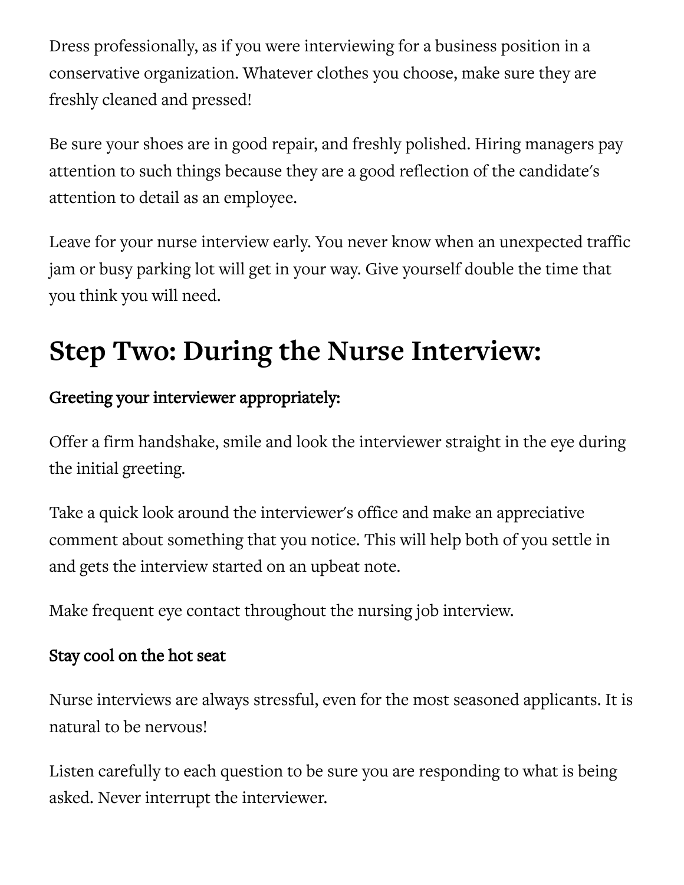Dress professionally, as if you were interviewing for a business position in a conservative organization. Whatever clothes you choose, make sure they are freshly cleaned and pressed!

Be sure your shoes are in good repair, and freshly polished. Hiring managers pay attention to such things because they are a good reflection of the candidate's attention to detail as an employee.

Leave for your nurse interview early. You never know when an unexpected traffic jam or busy parking lot will get in your way. Give yourself double the time that you think you will need.

## Step Two: During the Nurse Interview:

**Greeting your interviewer appropriately:**

Offer a firm handshake, smile and look the interviewer straight in the eye during the initial greeting.

Take a quick look around the interviewer's office and make an appreciative comment about something that you notice. This will help both of you settle in and gets the interview started on an upbeat note.

Make frequent eye contact throughout the nursing job interview.

**Stay cool on the hot seat**

Nurse interviews are always stressful, even for the most seasoned applicants. It is natural to be nervous!

Listen carefully to each question to be sure you are responding to what is being asked. Never interrupt the interviewer.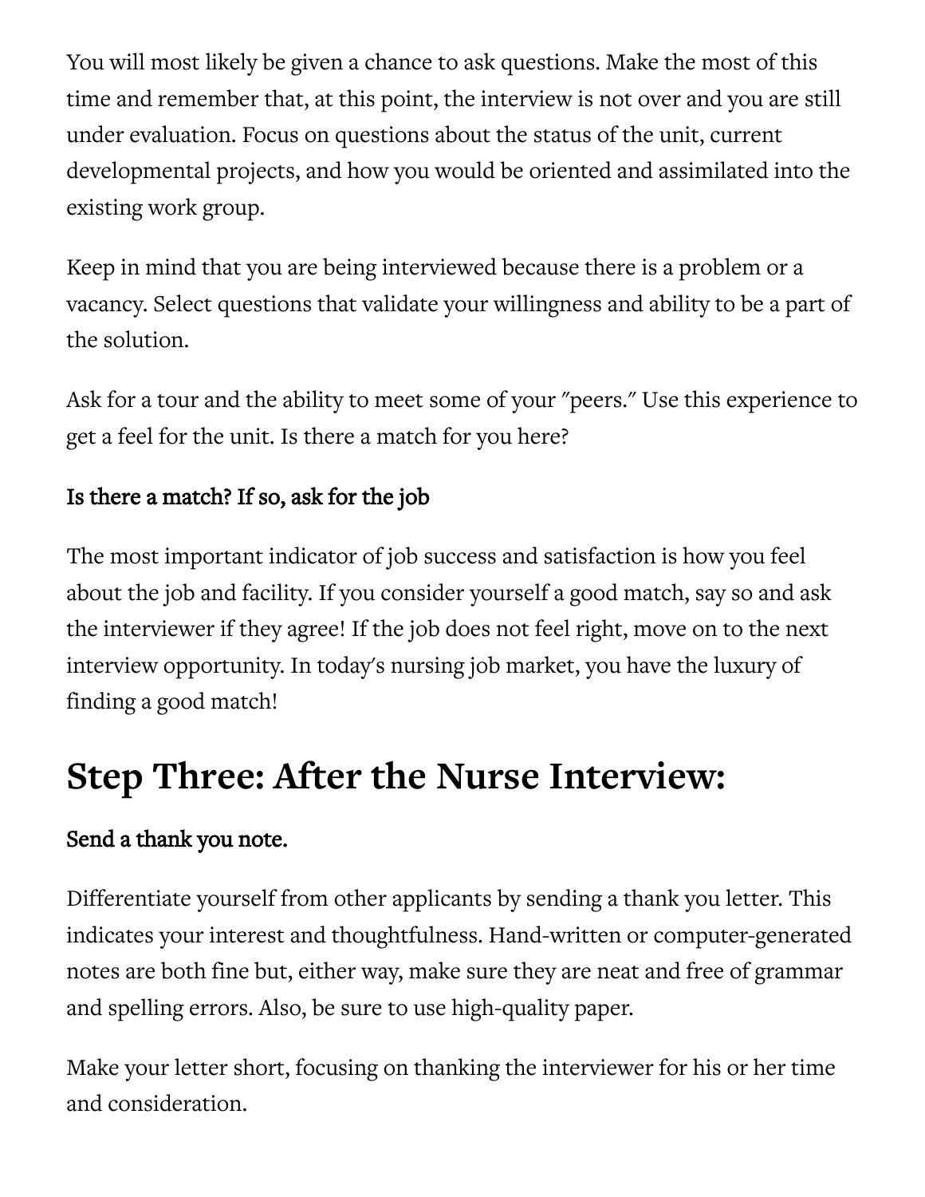You will most likely be given a chance to ask questions. Make the most of this time and remember that, at this point, the interview is not over and you are still under evaluation. Focus on questions about the status of the unit, current developmental projects, and how you would be oriented and assimilated into the existing work group.

Keep in mind that you are being interviewed because there is a problem or a vacancy. Select questions that validate your willingness and ability to be a part of the solution.

Ask for a tour and the ability to meet some of your "peers." Use this experience to get a feel for the unit. Is there a match for you here?

### Is there a match? If so, ask for the job

The most important indicator of job success and satisfaction is how you feel about the job and facility. If you consider yourself a good match, say so and ask the interviewer if they agree! If the job does not feel right, move on to the next interview opportunity. In today's nursing job market, you have the luxury of finding a good match!

## Step Three: After the Nurse Interview:

### Send a thank you note.

Differentiate yourself from other applicants by sending a thank you letter. This indicates your interest and thoughtfulness. Hand-written or computer-generated notes are both fine but, either way, make sure they are neat and free of grammar and spelling errors. Also, be sure to use high-quality paper.

Make your letter short, focusing on thanking the interviewer for his or her time and consideration.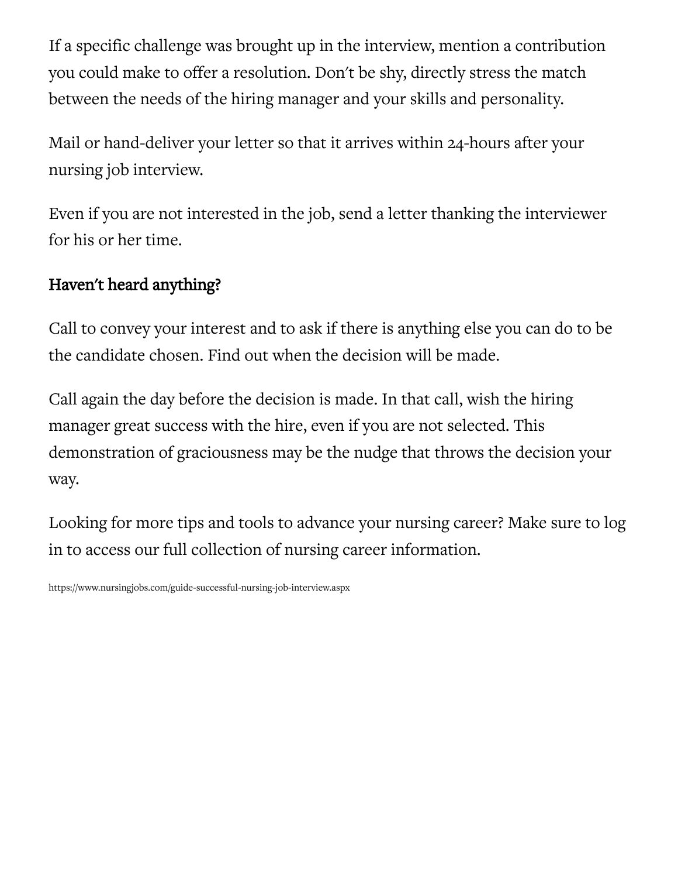If a specific challenge was brought up in the interview, mention a contribution you could make to offer a resolution. Don't be shy, directly stress the match between the needs of the hiring manager and your skills and personality.

Mail or hand-deliver your letter so that it arrives within 24-hours after your nursing job interview.

Even if you are not interested in the job, send a letter thanking the interviewer for his or her time.

### Haven't heard anything?

Call to convey your interest and to ask if there is anything else you can do to be the candidate chosen. Find out when the decision will be made.

Call again the day before the decision is made. In that call, wish the hiring manager great success with the hire, even if you are not selected. This demonstration of graciousness may be the nudge that throws the decision your way.

Looking for more tips and tools to advance your nursing career? Make sure to log in to access our full collection of nursing career information.

https://www.nursingjobs.com/guide-successful-nursing-job-interview.aspx